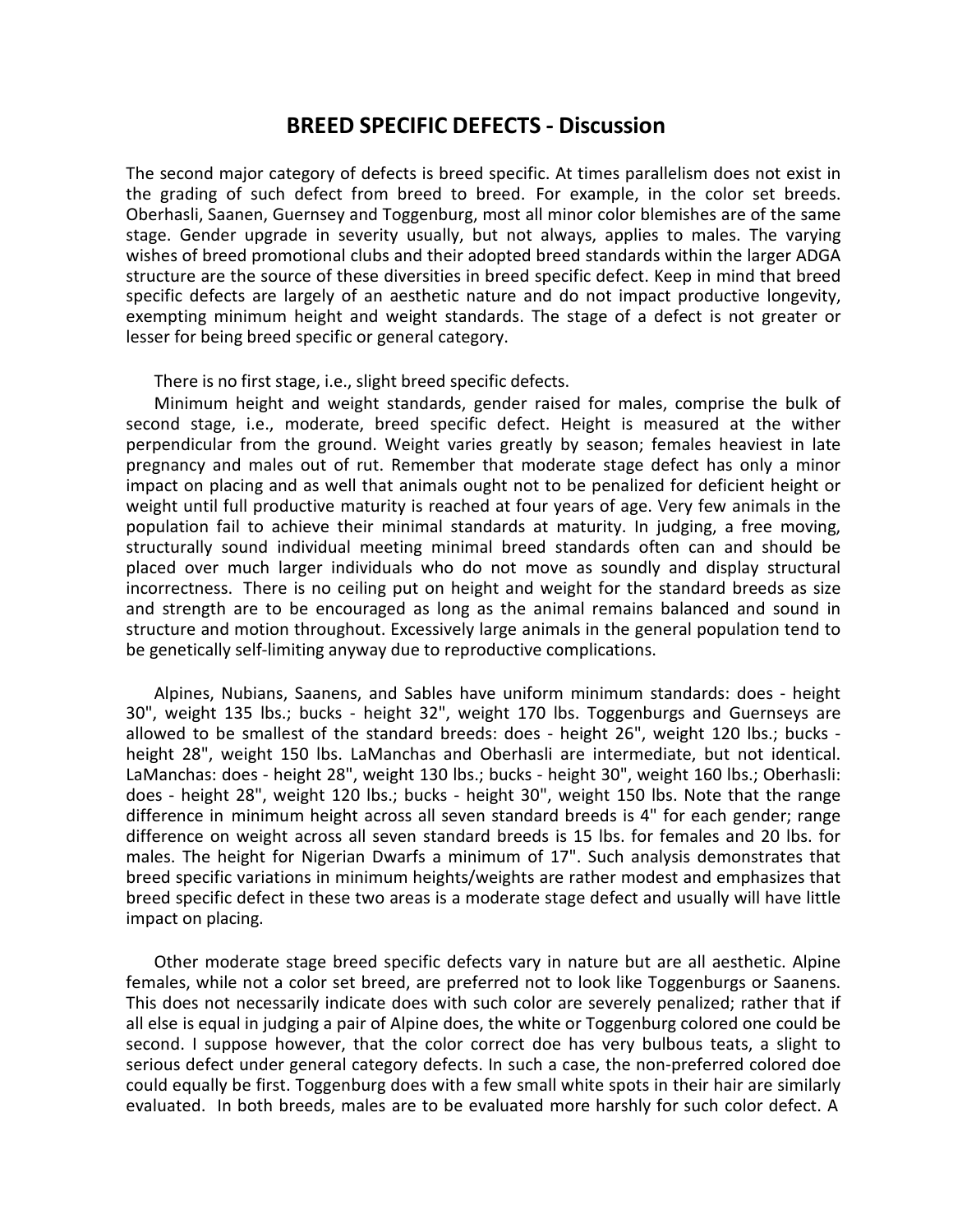## BREED SPECIFIC DEFECTS - Discussion

The second major category of defects is breed specific. At times parallelism does not exist in the grading of such defect from breed to breed. For example, in the color set breeds. Oberhasli, Saanen, Guernsey and Toggenburg, most all minor color blemishes are of the same stage. Gender upgrade in severity usually, but not always, applies to males. The varying wishes of breed promotional clubs and their adopted breed standards within the larger ADGA structure are the source of these diversities in breed specific defect. Keep in mind that breed specific defects are largely of an aesthetic nature and do not impact productive longevity, exempting minimum height and weight standards. The stage of a defect is not greater or lesser for being breed specific or general category.

There is no first stage, i.e., slight breed specific defects.

Minimum height and weight standards, gender raised for males, comprise the bulk of second stage, i.e., moderate, breed specific defect. Height is measured at the wither perpendicular from the ground. Weight varies greatly by season; females heaviest in late pregnancy and males out of rut. Remember that moderate stage defect has only a minor impact on placing and as well that animals ought not to be penalized for deficient height or weight until full productive maturity is reached at four years of age. Very few animals in the population fail to achieve their minimal standards at maturity. In judging, a free moving, structurally sound individual meeting minimal breed standards often can and should be placed over much larger individuals who do not move as soundly and display structural incorrectness. There is no ceiling put on height and weight for the standard breeds as size and strength are to be encouraged as long as the animal remains balanced and sound in structure and motion throughout. Excessively large animals in the general population tend to be genetically self-limiting anyway due to reproductive complications.

Alpines, Nubians, Saanens, and Sables have uniform minimum standards: does - height 30", weight 135 lbs.; bucks - height 32", weight 170 lbs. Toggenburgs and Guernseys are allowed to be smallest of the standard breeds: does - height 26", weight 120 lbs.; bucks - height 28", weight 150 lbs. LaManchas and Oberhasli are intermediate, but not identical. LaManchas: does - height 28", weight 130 lbs.; bucks - height 30", weight 160 lbs.; Oberhasli: does - height 28", weight 120 lbs.; bucks - height 30", weight 150 lbs. Note that the range difference in minimum height across all seven standard breeds is 4" for each gender; range difference on weight across all seven standard breeds is 15 lbs. for females and 20 lbs. for males. The height for Nigerian Dwarfs a minimum of 17". Such analysis demonstrates that breed specific variations in minimum heights/weights are rather modest and emphasizes that breed specific defect in these two areas is a moderate stage defect and usually will have little impact on placing.

Other moderate stage breed specific defects vary in nature but are all aesthetic. Alpine females, while not a color set breed, are preferred not to look like Toggenburgs or Saanens. This does not necessarily indicate does with such color are severely penalized; rather that if all else is equal in judging a pair of Alpine does, the white or Toggenburg colored one could be second. I suppose however, that the color correct doe has very bulbous teats, a slight to serious defect under general category defects. In such a case, the non-preferred colored doe could equally be first. Toggenburg does with a few small white spots in their hair are similarly evaluated. In both breeds, males are to be evaluated more harshly for such color defect. A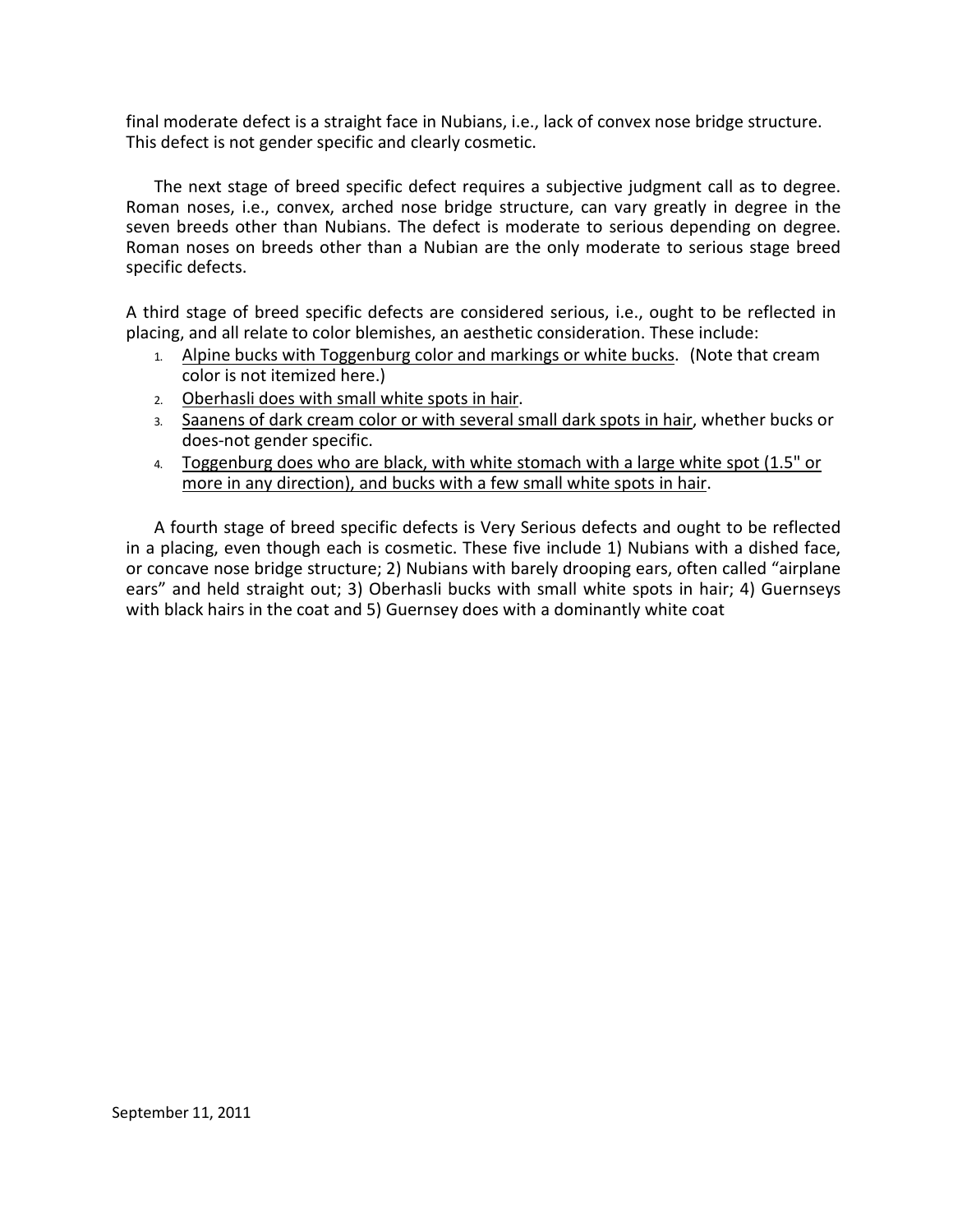final moderate defect is a straight face in Nubians, i.e., lack of convex nose bridge structure. This defect is not gender specific and clearly cosmetic.

The next stage of breed specific defect requires a subjective judgment call as to degree. Roman noses, i.e., convex, arched nose bridge structure, can vary greatly in degree in the seven breeds other than Nubians. The defect is moderate to serious depending on degree. Roman noses on breeds other than a Nubian are the only moderate to serious stage breed specific defects.

A third stage of breed specific defects are considered serious, i.e., ought to be reflected in placing, and all relate to color blemishes, an aesthetic consideration. These include:

1. <u>Alpine bucks with Toggenburg color and markings or white bucks</u>. (Note that cream color is not itemized here.)
2. <u>Oberhasli does with small white spots in hair</u>.
3. <u>Saanens of dark cream color or with several small dark spots in hair</u>, whether bucks or does-not gender specific.
4. <u>Toggenburg does who are black, with white stomach with a large white spot (1.5" or more in any direction), and bucks with a few small white spots in hair</u>.

A fourth stage of breed specific defects is Very Serious defects and ought to be reflected in a placing, even though each is cosmetic. These five include 1) Nubians with a dished face, or concave nose bridge structure; 2) Nubians with barely drooping ears, often called "airplane ears" and held straight out; 3) Oberhasli bucks with small white spots in hair; 4) Guernseys with black hairs in the coat and 5) Guernsey does with a dominantly white coat

September 11, 2011